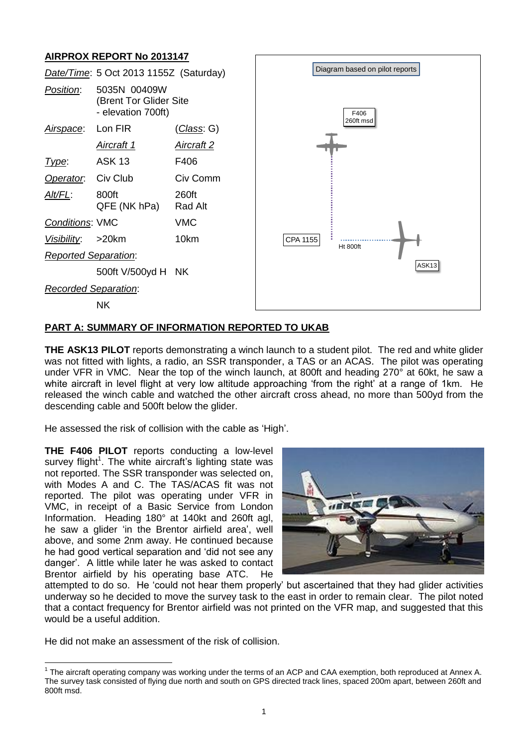## AIRPROX REPORT No 2013147

| | | |
|---|---|---|
| *Date/Time*: | 5 Oct 2013 1155Z (Saturday) | |
| *Position*: | 5035N 00409W (Brent Tor Glider Site - elevation 700ft) | |
| *Airspace*: | Lon FIR | (*Class*: G) |
| | *Aircraft 1* | *Aircraft 2* |
| *Type*: | ASK 13 | F406 |
| *Operator*: | Civ Club | Civ Comm |
| *Alt/FL*: | 800ft QFE (NK hPa) | 260ft Rad Alt |
| *Conditions*: | VMC | VMC |
| *Visibility*: | >20km | 10km |
| *Reported Separation*: | | |
| | 500ft V/500yd H | NK |
| *Recorded Separation*: | | |
| | NK | |

Diagram based on pilot reports

F406 260ft msd

CPA 1155

Ht 800ft

ASK13

### PART A: SUMMARY OF INFORMATION REPORTED TO UKAB

**THE ASK13 PILOT** reports demonstrating a winch launch to a student pilot. The red and white glider was not fitted with lights, a radio, an SSR transponder, a TAS or an ACAS. The pilot was operating under VFR in VMC. Near the top of the winch launch, at 800ft and heading 270° at 60kt, he saw a white aircraft in level flight at very low altitude approaching 'from the right' at a range of 1km. He released the winch cable and watched the other aircraft cross ahead, no more than 500yd from the descending cable and 500ft below the glider.

He assessed the risk of collision with the cable as 'High'.

**THE F406 PILOT** reports conducting a low-level survey flight[1]. The white aircraft's lighting state was not reported. The SSR transponder was selected on, with Modes A and C. The TAS/ACAS fit was not reported. The pilot was operating under VFR in VMC, in receipt of a Basic Service from London Information. Heading 180° at 140kt and 260ft agl, he saw a glider 'in the Brentor airfield area', well above, and some 2nm away. He continued because he had good vertical separation and 'did not see any danger'. A little while later he was asked to contact Brentor airfield by his operating base ATC. He attempted to do so. He 'could not hear them properly' but ascertained that they had glider activities underway so he decided to move the survey task to the east in order to remain clear. The pilot noted that a contact frequency for Brentor airfield was not printed on the VFR map, and suggested that this would be a useful addition.

He did not make an assessment of the risk of collision.

[1] The aircraft operating company was working under the terms of an ACP and CAA exemption, both reproduced at Annex A. The survey task consisted of flying due north and south on GPS directed track lines, spaced 200m apart, between 260ft and 800ft msd.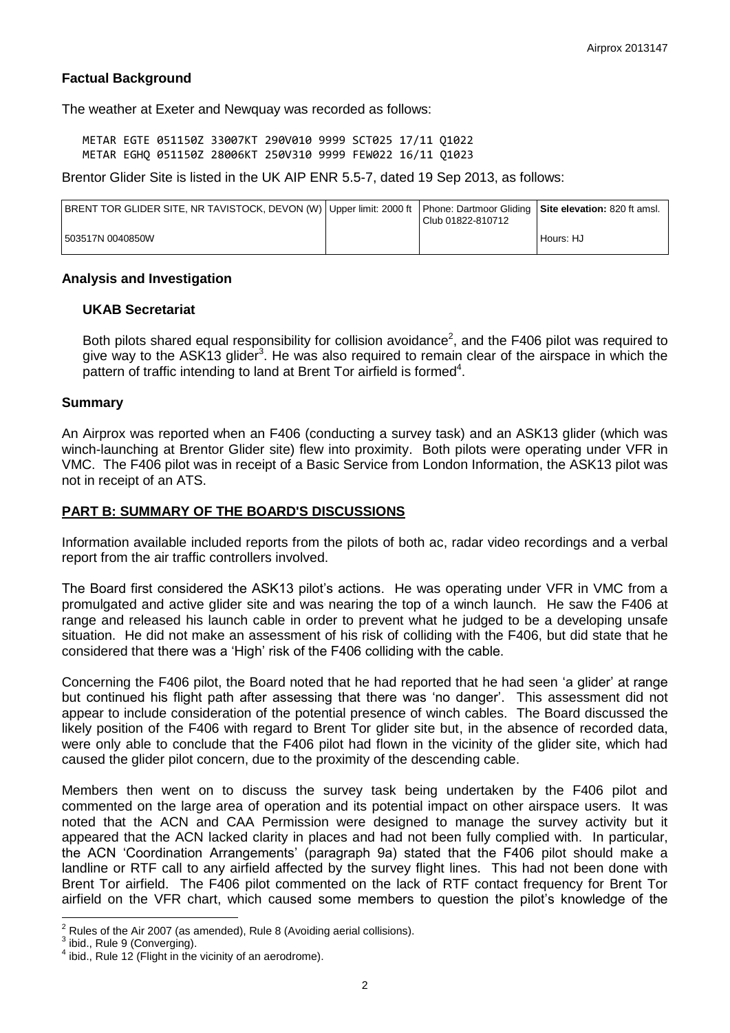## Factual Background

The weather at Exeter and Newquay was recorded as follows:

```
METAR EGTE 051150Z 33007KT 290V010 9999 SCT025 17/11 Q1022
METAR EGHQ 051150Z 28006KT 250V310 9999 FEW022 16/11 Q1023
```

Brentor Glider Site is listed in the UK AIP ENR 5.5-7, dated 19 Sep 2013, as follows:

| BRENT TOR GLIDER SITE, NR TAVISTOCK, DEVON (W) | Upper limit: 2000 ft | Phone: Dartmoor Gliding Club 01822-810712 | **Site elevation:** 820 ft amsl. |
|---|---|---|---|
| 503517N 0040850W | | | Hours: HJ |

## Analysis and Investigation

### UKAB Secretariat

Both pilots shared equal responsibility for collision avoidance[2], and the F406 pilot was required to give way to the ASK13 glider[3]. He was also required to remain clear of the airspace in which the pattern of traffic intending to land at Brent Tor airfield is formed[4].

## Summary

An Airprox was reported when an F406 (conducting a survey task) and an ASK13 glider (which was winch-launching at Brentor Glider site) flew into proximity. Both pilots were operating under VFR in VMC. The F406 pilot was in receipt of a Basic Service from London Information, the ASK13 pilot was not in receipt of an ATS.

## PART B: SUMMARY OF THE BOARD'S DISCUSSIONS

Information available included reports from the pilots of both ac, radar video recordings and a verbal report from the air traffic controllers involved.

The Board first considered the ASK13 pilot's actions. He was operating under VFR in VMC from a promulgated and active glider site and was nearing the top of a winch launch. He saw the F406 at range and released his launch cable in order to prevent what he judged to be a developing unsafe situation. He did not make an assessment of his risk of colliding with the F406, but did state that he considered that there was a 'High' risk of the F406 colliding with the cable.

Concerning the F406 pilot, the Board noted that he had reported that he had seen 'a glider' at range but continued his flight path after assessing that there was 'no danger'. This assessment did not appear to include consideration of the potential presence of winch cables. The Board discussed the likely position of the F406 with regard to Brent Tor glider site but, in the absence of recorded data, were only able to conclude that the F406 pilot had flown in the vicinity of the glider site, which had caused the glider pilot concern, due to the proximity of the descending cable.

Members then went on to discuss the survey task being undertaken by the F406 pilot and commented on the large area of operation and its potential impact on other airspace users. It was noted that the ACN and CAA Permission were designed to manage the survey activity but it appeared that the ACN lacked clarity in places and had not been fully complied with. In particular, the ACN 'Coordination Arrangements' (paragraph 9a) stated that the F406 pilot should make a landline or RTF call to any airfield affected by the survey flight lines. This had not been done with Brent Tor airfield. The F406 pilot commented on the lack of RTF contact frequency for Brent Tor airfield on the VFR chart, which caused some members to question the pilot's knowledge of the

---

[2] Rules of the Air 2007 (as amended), Rule 8 (Avoiding aerial collisions).

[3] ibid., Rule 9 (Converging).

[4] ibid., Rule 12 (Flight in the vicinity of an aerodrome).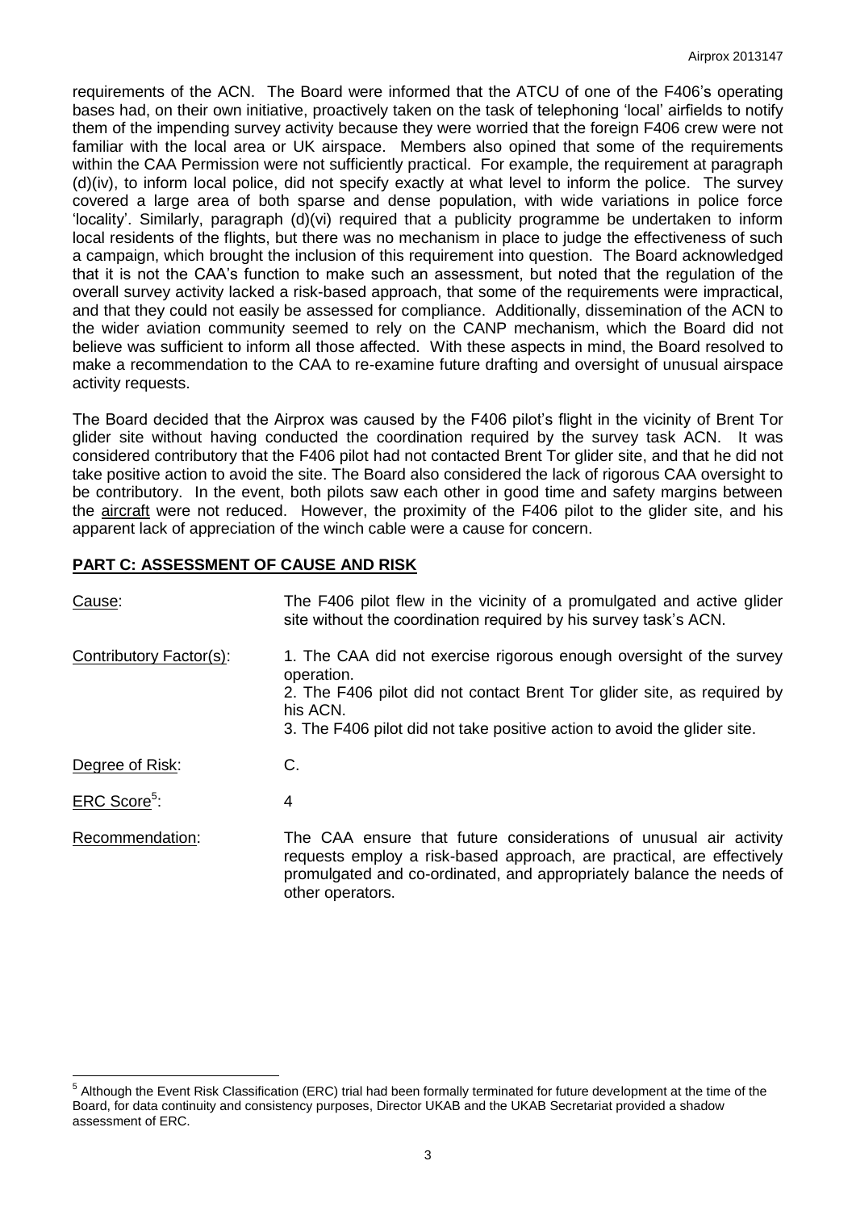requirements of the ACN. The Board were informed that the ATCU of one of the F406's operating bases had, on their own initiative, proactively taken on the task of telephoning 'local' airfields to notify them of the impending survey activity because they were worried that the foreign F406 crew were not familiar with the local area or UK airspace. Members also opined that some of the requirements within the CAA Permission were not sufficiently practical. For example, the requirement at paragraph (d)(iv), to inform local police, did not specify exactly at what level to inform the police. The survey covered a large area of both sparse and dense population, with wide variations in police force 'locality'. Similarly, paragraph (d)(vi) required that a publicity programme be undertaken to inform local residents of the flights, but there was no mechanism in place to judge the effectiveness of such a campaign, which brought the inclusion of this requirement into question. The Board acknowledged that it is not the CAA's function to make such an assessment, but noted that the regulation of the overall survey activity lacked a risk-based approach, that some of the requirements were impractical, and that they could not easily be assessed for compliance. Additionally, dissemination of the ACN to the wider aviation community seemed to rely on the CANP mechanism, which the Board did not believe was sufficient to inform all those affected. With these aspects in mind, the Board resolved to make a recommendation to the CAA to re-examine future drafting and oversight of unusual airspace activity requests.

The Board decided that the Airprox was caused by the F406 pilot's flight in the vicinity of Brent Tor glider site without having conducted the coordination required by the survey task ACN. It was considered contributory that the F406 pilot had not contacted Brent Tor glider site, and that he did not take positive action to avoid the site. The Board also considered the lack of rigorous CAA oversight to be contributory. In the event, both pilots saw each other in good time and safety margins between the aircraft were not reduced. However, the proximity of the F406 pilot to the glider site, and his apparent lack of appreciation of the winch cable were a cause for concern.

## PART C: ASSESSMENT OF CAUSE AND RISK

Cause: The F406 pilot flew in the vicinity of a promulgated and active glider site without the coordination required by his survey task's ACN.

Contributory Factor(s):
1. The CAA did not exercise rigorous enough oversight of the survey operation.
2. The F406 pilot did not contact Brent Tor glider site, as required by his ACN.
3. The F406 pilot did not take positive action to avoid the glider site.

Degree of Risk: C.

ERC Score[5]: 4

Recommendation: The CAA ensure that future considerations of unusual air activity requests employ a risk-based approach, are practical, are effectively promulgated and co-ordinated, and appropriately balance the needs of other operators.

---

[5] Although the Event Risk Classification (ERC) trial had been formally terminated for future development at the time of the Board, for data continuity and consistency purposes, Director UKAB and the UKAB Secretariat provided a shadow assessment of ERC.